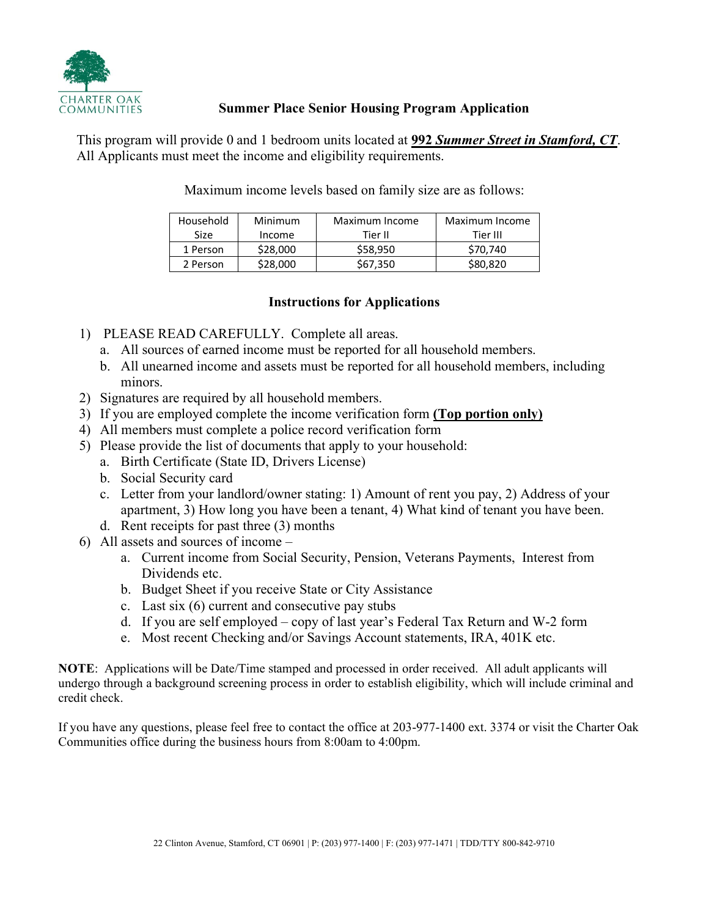CHARTER OAK COMMUNITIES

# Summer Place Senior Housing Program Application

This program will provide 0 and 1 bedroom units located at **992 *Summer Street in Stamford, CT***. All Applicants must meet the income and eligibility requirements.

Maximum income levels based on family size are as follows:

| Household Size | Minimum Income | Maximum Income Tier II | Maximum Income Tier III |
|---|---|---|---|
| 1 Person | $28,000 | $58,950 | $70,740 |
| 2 Person | $28,000 | $67,350 | $80,820 |

## Instructions for Applications

1) PLEASE READ CAREFULLY. Complete all areas.
   a. All sources of earned income must be reported for all household members.
   b. All unearned income and assets must be reported for all household members, including minors.
2) Signatures are required by all household members.
3) If you are employed complete the income verification form **(Top portion only)**
4) All members must complete a police record verification form
5) Please provide the list of documents that apply to your household:
   a. Birth Certificate (State ID, Drivers License)
   b. Social Security card
   c. Letter from your landlord/owner stating: 1) Amount of rent you pay, 2) Address of your apartment, 3) How long you have been a tenant, 4) What kind of tenant you have been.
   d. Rent receipts for past three (3) months
6) All assets and sources of income –
   a. Current income from Social Security, Pension, Veterans Payments, Interest from Dividends etc.
   b. Budget Sheet if you receive State or City Assistance
   c. Last six (6) current and consecutive pay stubs
   d. If you are self employed – copy of last year's Federal Tax Return and W-2 form
   e. Most recent Checking and/or Savings Account statements, IRA, 401K etc.

**NOTE**: Applications will be Date/Time stamped and processed in order received. All adult applicants will undergo through a background screening process in order to establish eligibility, which will include criminal and credit check.

If you have any questions, please feel free to contact the office at 203-977-1400 ext. 3374 or visit the Charter Oak Communities office during the business hours from 8:00am to 4:00pm.

22 Clinton Avenue, Stamford, CT 06901 | P: (203) 977-1400 | F: (203) 977-1471 | TDD/TTY 800-842-9710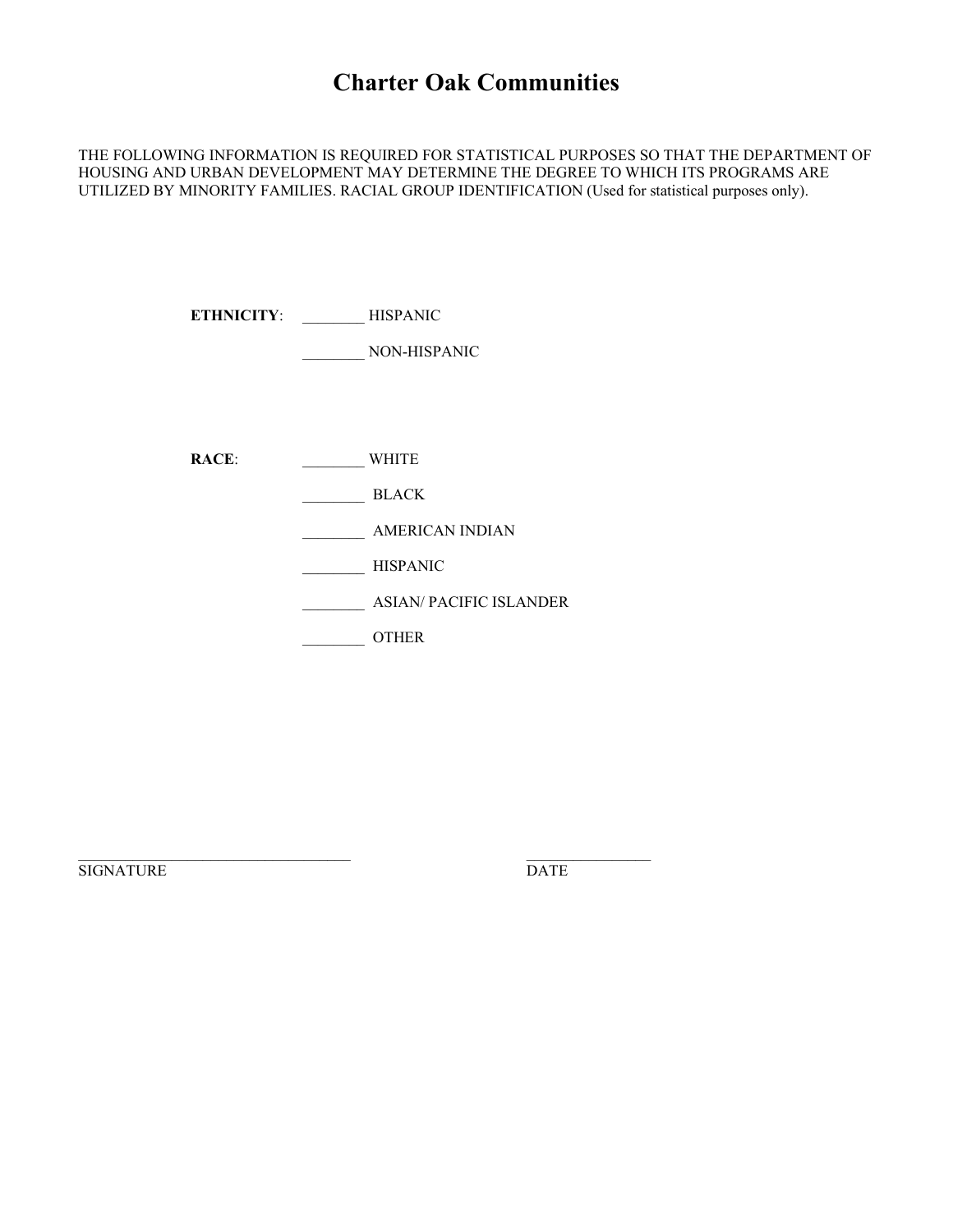# Charter Oak Communities

THE FOLLOWING INFORMATION IS REQUIRED FOR STATISTICAL PURPOSES SO THAT THE DEPARTMENT OF HOUSING AND URBAN DEVELOPMENT MAY DETERMINE THE DEGREE TO WHICH ITS PROGRAMS ARE UTILIZED BY MINORITY FAMILIES. RACIAL GROUP IDENTIFICATION (Used for statistical purposes only).

**ETHNICITY**: ________ HISPANIC

________ NON-HISPANIC

**RACE**: ________ WHITE

________ BLACK

________ AMERICAN INDIAN

________ HISPANIC

________ ASIAN/ PACIFIC ISLANDER

________ OTHER

___________________________________ SIGNATURE

________________ DATE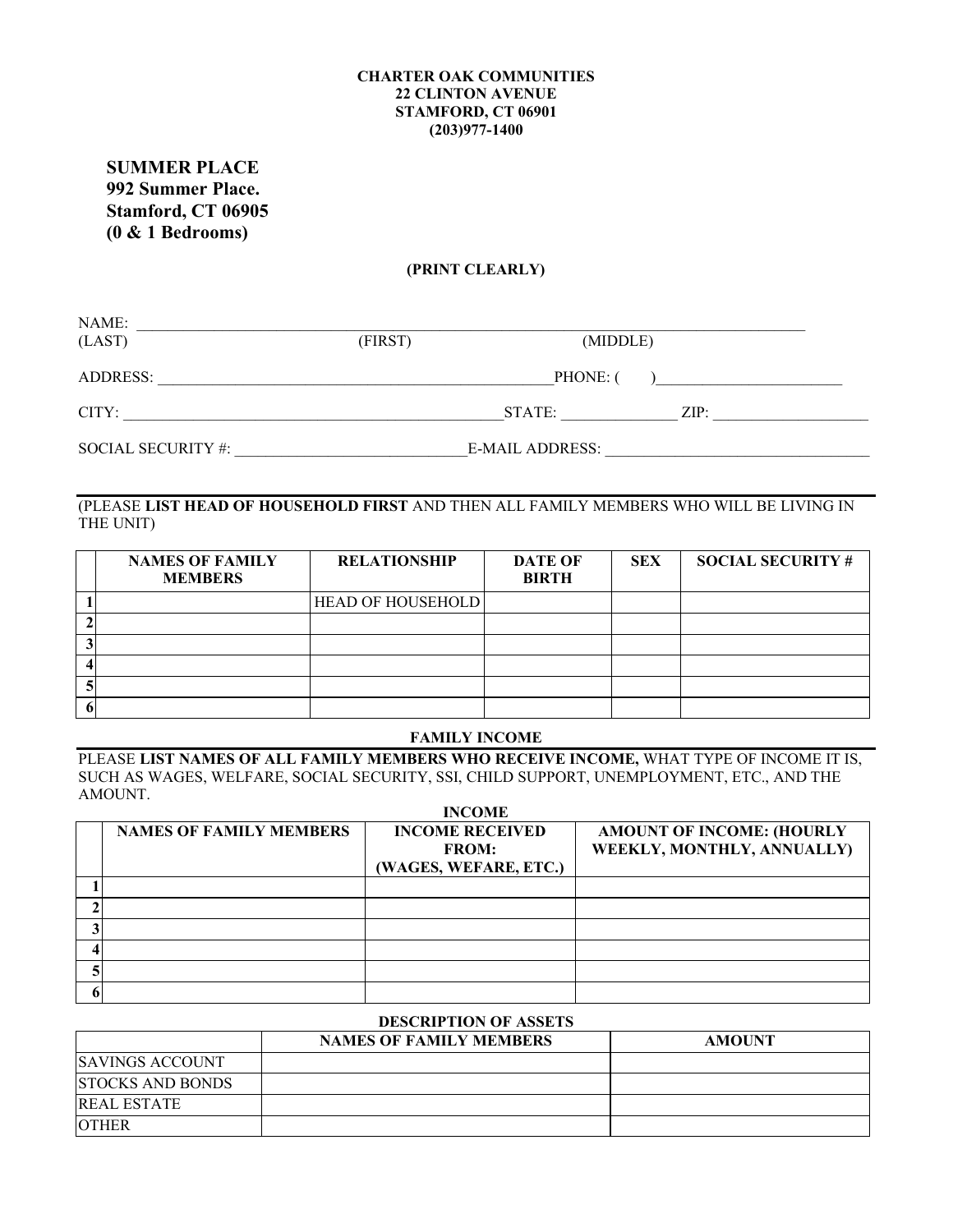**CHARTER OAK COMMUNITIES**
**22 CLINTON AVENUE**
**STAMFORD, CT 06901**
**(203)977-1400**

## SUMMER PLACE
## 992 Summer Place.
## Stamford, CT 06905
## (0 & 1 Bedrooms)

**(PRINT CLEARLY)**

NAME: ______________________________________________________________________________
(LAST) (FIRST) (MIDDLE)

ADDRESS: ____________________________________________PHONE: ( )______________________

CITY: _____________________________________________STATE: _____________ ZIP: __________________

SOCIAL SECURITY #: ___________________________E-MAIL ADDRESS: ______________________________

(PLEASE **LIST HEAD OF HOUSEHOLD FIRST** AND THEN ALL FAMILY MEMBERS WHO WILL BE LIVING IN THE UNIT)

| | NAMES OF FAMILY MEMBERS | RELATIONSHIP | DATE OF BIRTH | SEX | SOCIAL SECURITY # |
|---|---|---|---|---|---|
| 1 | | HEAD OF HOUSEHOLD | | | |
| 2 | | | | | |
| 3 | | | | | |
| 4 | | | | | |
| 5 | | | | | |
| 6 | | | | | |

**FAMILY INCOME**

PLEASE **LIST NAMES OF ALL FAMILY MEMBERS WHO RECEIVE INCOME,** WHAT TYPE OF INCOME IT IS, SUCH AS WAGES, WELFARE, SOCIAL SECURITY, SSI, CHILD SUPPORT, UNEMPLOYMENT, ETC., AND THE AMOUNT.

**INCOME**

| | NAMES OF FAMILY MEMBERS | INCOME RECEIVED FROM: (WAGES, WEFARE, ETC.) | AMOUNT OF INCOME: (HOURLY WEEKLY, MONTHLY, ANNUALLY) |
|---|---|---|---|
| 1 | | | |
| 2 | | | |
| 3 | | | |
| 4 | | | |
| 5 | | | |
| 6 | | | |

**DESCRIPTION OF ASSETS**

| | NAMES OF FAMILY MEMBERS | AMOUNT |
|---|---|---|
| SAVINGS ACCOUNT | | |
| STOCKS AND BONDS | | |
| REAL ESTATE | | |
| OTHER | | |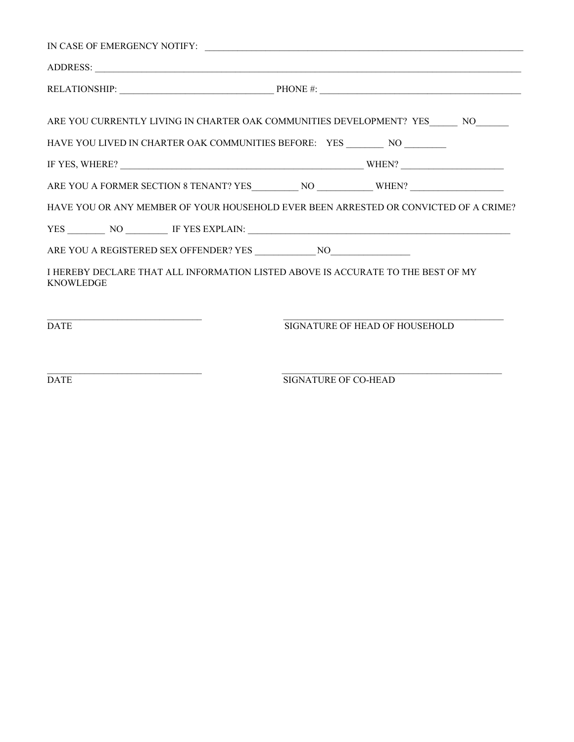IN CASE OF EMERGENCY NOTIFY: ___________________________________________________________________

ADDRESS: ______________________________________________________________________________________

RELATIONSHIP: _______________________________ PHONE #: ________________________________________

ARE YOU CURRENTLY LIVING IN CHARTER OAK COMMUNITIES DEVELOPMENT? YES______ NO_______

HAVE YOU LIVED IN CHARTER OAK COMMUNITIES BEFORE: YES ________ NO ________

IF YES, WHERE? _________________________________________________ WHEN? ____________________

ARE YOU A FORMER SECTION 8 TENANT? YES__________ NO ___________ WHEN? ___________________

HAVE YOU OR ANY MEMBER OF YOUR HOUSEHOLD EVER BEEN ARRESTED OR CONVICTED OF A CRIME?

YES ________ NO ________ IF YES EXPLAIN: ______________________________________________________

ARE YOU A REGISTERED SEX OFFENDER? YES ____________ NO________________

I HEREBY DECLARE THAT ALL INFORMATION LISTED ABOVE IS ACCURATE TO THE BEST OF MY KNOWLEDGE

________________________________ ________________________________________________

DATE SIGNATURE OF HEAD OF HOUSEHOLD

________________________________ ________________________________________________

DATE SIGNATURE OF CO-HEAD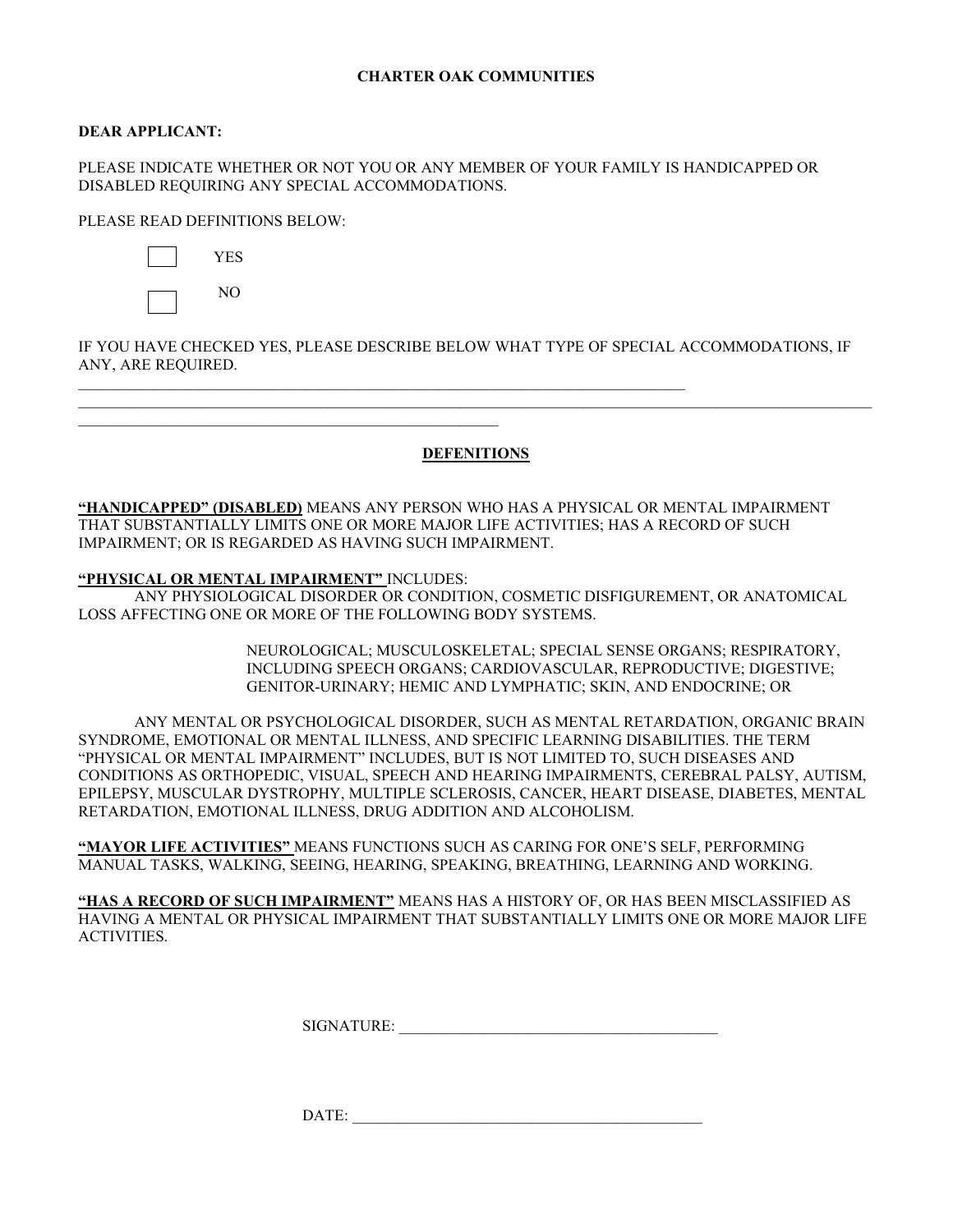**CHARTER OAK COMMUNITIES**

**DEAR APPLICANT:**

PLEASE INDICATE WHETHER OR NOT YOU OR ANY MEMBER OF YOUR FAMILY IS HANDICAPPED OR DISABLED REQUIRING ANY SPECIAL ACCOMMODATIONS.

PLEASE READ DEFINITIONS BELOW:

☐ YES

☐ NO

IF YOU HAVE CHECKED YES, PLEASE DESCRIBE BELOW WHAT TYPE OF SPECIAL ACCOMMODATIONS, IF ANY, ARE REQUIRED.

\_\_\_\_\_\_\_\_\_\_\_\_\_\_\_\_\_\_\_\_\_\_\_\_\_\_\_\_\_\_\_\_\_\_\_\_\_\_\_\_\_\_\_\_\_\_\_\_\_\_\_\_\_\_\_\_\_\_\_\_\_\_\_\_\_\_\_\_\_\_\_\_\_\_\_\_

\_\_\_\_\_\_\_\_\_\_\_\_\_\_\_\_\_\_\_\_\_\_\_\_\_\_\_\_\_\_\_\_\_\_\_\_\_\_\_\_\_\_\_\_\_\_\_\_\_\_\_\_\_\_\_\_\_\_\_\_\_\_\_\_\_\_\_\_\_\_\_\_\_\_\_\_\_\_\_\_\_\_\_\_\_\_\_\_\_\_\_\_\_\_\_\_\_\_\_\_

\_\_\_\_\_\_\_\_\_\_\_\_\_\_\_\_\_\_\_\_\_\_\_\_\_\_\_\_\_\_\_\_\_\_\_\_\_\_\_\_\_\_\_\_\_\_\_\_\_\_\_\_\_\_

**DEFENITIONS**

**"HANDICAPPED" (DISABLED)** MEANS ANY PERSON WHO HAS A PHYSICAL OR MENTAL IMPAIRMENT THAT SUBSTANTIALLY LIMITS ONE OR MORE MAJOR LIFE ACTIVITIES; HAS A RECORD OF SUCH IMPAIRMENT; OR IS REGARDED AS HAVING SUCH IMPAIRMENT.

**"PHYSICAL OR MENTAL IMPAIRMENT"** INCLUDES:

ANY PHYSIOLOGICAL DISORDER OR CONDITION, COSMETIC DISFIGUREMENT, OR ANATOMICAL LOSS AFFECTING ONE OR MORE OF THE FOLLOWING BODY SYSTEMS.

NEUROLOGICAL; MUSCULOSKELETAL; SPECIAL SENSE ORGANS; RESPIRATORY, INCLUDING SPEECH ORGANS; CARDIOVASCULAR, REPRODUCTIVE; DIGESTIVE; GENITOR-URINARY; HEMIC AND LYMPHATIC; SKIN, AND ENDOCRINE; OR

ANY MENTAL OR PSYCHOLOGICAL DISORDER, SUCH AS MENTAL RETARDATION, ORGANIC BRAIN SYNDROME, EMOTIONAL OR MENTAL ILLNESS, AND SPECIFIC LEARNING DISABILITIES. THE TERM "PHYSICAL OR MENTAL IMPAIRMENT" INCLUDES, BUT IS NOT LIMITED TO, SUCH DISEASES AND CONDITIONS AS ORTHOPEDIC, VISUAL, SPEECH AND HEARING IMPAIRMENTS, CEREBRAL PALSY, AUTISM, EPILEPSY, MUSCULAR DYSTROPHY, MULTIPLE SCLEROSIS, CANCER, HEART DISEASE, DIABETES, MENTAL RETARDATION, EMOTIONAL ILLNESS, DRUG ADDITION AND ALCOHOLISM.

**"MAYOR LIFE ACTIVITIES"** MEANS FUNCTIONS SUCH AS CARING FOR ONE'S SELF, PERFORMING MANUAL TASKS, WALKING, SEEING, HEARING, SPEAKING, BREATHING, LEARNING AND WORKING.

**"HAS A RECORD OF SUCH IMPAIRMENT"** MEANS HAS A HISTORY OF, OR HAS BEEN MISCLASSIFIED AS HAVING A MENTAL OR PHYSICAL IMPAIRMENT THAT SUBSTANTIALLY LIMITS ONE OR MORE MAJOR LIFE ACTIVITIES.

SIGNATURE: \_\_\_\_\_\_\_\_\_\_\_\_\_\_\_\_\_\_\_\_\_\_\_\_\_\_\_\_\_\_\_\_\_\_\_\_\_\_\_\_

DATE: \_\_\_\_\_\_\_\_\_\_\_\_\_\_\_\_\_\_\_\_\_\_\_\_\_\_\_\_\_\_\_\_\_\_\_\_\_\_\_\_\_\_\_\_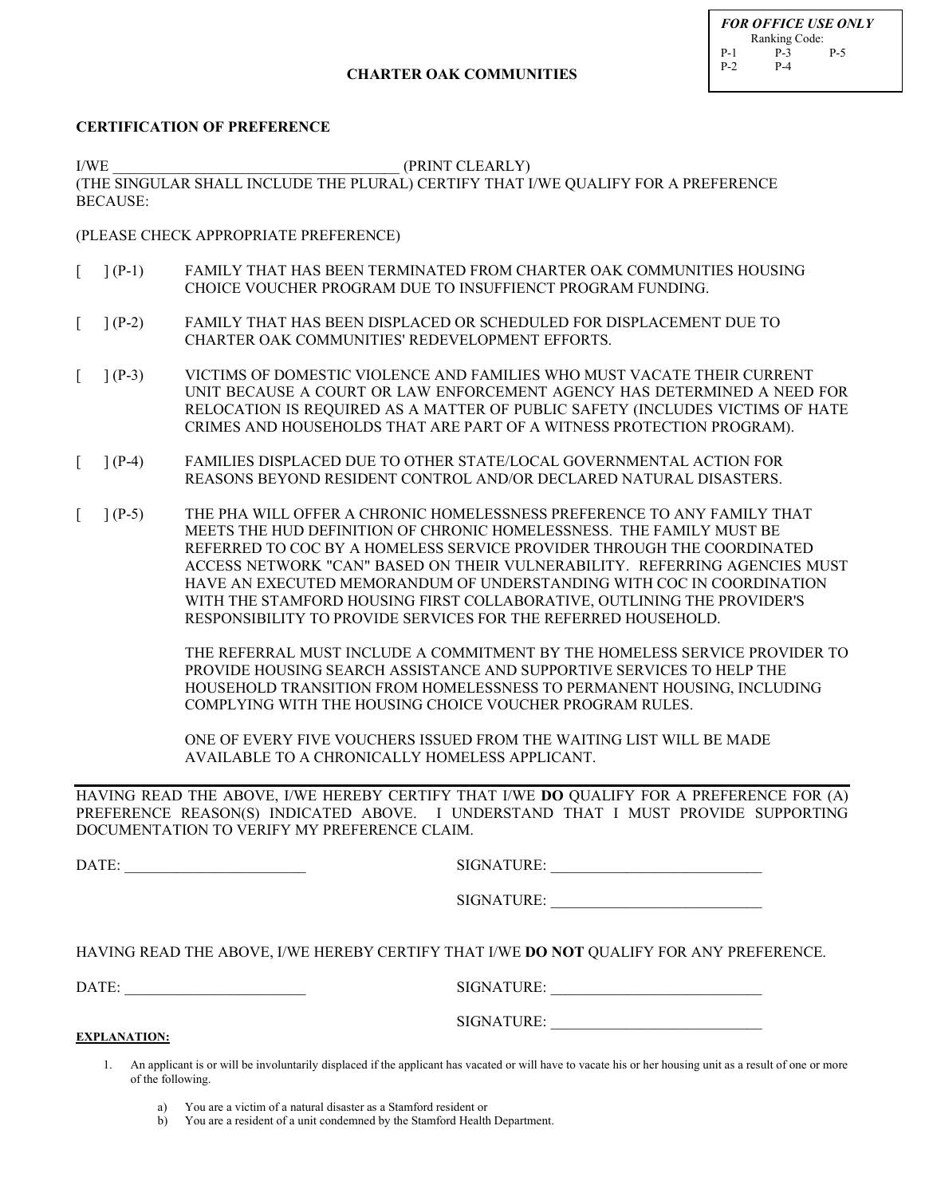***FOR OFFICE USE ONLY***
Ranking Code:
P-1 P-3 P-5
P-2 P-4

**CHARTER OAK COMMUNITIES**

**CERTIFICATION OF PREFERENCE**

I/WE _____________________________________ (PRINT CLEARLY)
(THE SINGULAR SHALL INCLUDE THE PLURAL) CERTIFY THAT I/WE QUALIFY FOR A PREFERENCE BECAUSE:

(PLEASE CHECK APPROPRIATE PREFERENCE)

[ ] (P-1) FAMILY THAT HAS BEEN TERMINATED FROM CHARTER OAK COMMUNITIES HOUSING CHOICE VOUCHER PROGRAM DUE TO INSUFFIENCT PROGRAM FUNDING.

[ ] (P-2) FAMILY THAT HAS BEEN DISPLACED OR SCHEDULED FOR DISPLACEMENT DUE TO CHARTER OAK COMMUNITIES' REDEVELOPMENT EFFORTS.

[ ] (P-3) VICTIMS OF DOMESTIC VIOLENCE AND FAMILIES WHO MUST VACATE THEIR CURRENT UNIT BECAUSE A COURT OR LAW ENFORCEMENT AGENCY HAS DETERMINED A NEED FOR RELOCATION IS REQUIRED AS A MATTER OF PUBLIC SAFETY (INCLUDES VICTIMS OF HATE CRIMES AND HOUSEHOLDS THAT ARE PART OF A WITNESS PROTECTION PROGRAM).

[ ] (P-4) FAMILIES DISPLACED DUE TO OTHER STATE/LOCAL GOVERNMENTAL ACTION FOR REASONS BEYOND RESIDENT CONTROL AND/OR DECLARED NATURAL DISASTERS.

[ ] (P-5) THE PHA WILL OFFER A CHRONIC HOMELESSNESS PREFERENCE TO ANY FAMILY THAT MEETS THE HUD DEFINITION OF CHRONIC HOMELESSNESS. THE FAMILY MUST BE REFERRED TO COC BY A HOMELESS SERVICE PROVIDER THROUGH THE COORDINATED ACCESS NETWORK "CAN" BASED ON THEIR VULNERABILITY. REFERRING AGENCIES MUST HAVE AN EXECUTED MEMORANDUM OF UNDERSTANDING WITH COC IN COORDINATION WITH THE STAMFORD HOUSING FIRST COLLABORATIVE, OUTLINING THE PROVIDER'S RESPONSIBILITY TO PROVIDE SERVICES FOR THE REFERRED HOUSEHOLD.

THE REFERRAL MUST INCLUDE A COMMITMENT BY THE HOMELESS SERVICE PROVIDER TO PROVIDE HOUSING SEARCH ASSISTANCE AND SUPPORTIVE SERVICES TO HELP THE HOUSEHOLD TRANSITION FROM HOMELESSNESS TO PERMANENT HOUSING, INCLUDING COMPLYING WITH THE HOUSING CHOICE VOUCHER PROGRAM RULES.

ONE OF EVERY FIVE VOUCHERS ISSUED FROM THE WAITING LIST WILL BE MADE AVAILABLE TO A CHRONICALLY HOMELESS APPLICANT.

---

HAVING READ THE ABOVE, I/WE HEREBY CERTIFY THAT I/WE **DO** QUALIFY FOR A PREFERENCE FOR (A) PREFERENCE REASON(S) INDICATED ABOVE. I UNDERSTAND THAT I MUST PROVIDE SUPPORTING DOCUMENTATION TO VERIFY MY PREFERENCE CLAIM.

DATE: _______________________ SIGNATURE: ___________________________

SIGNATURE: ___________________________

HAVING READ THE ABOVE, I/WE HEREBY CERTIFY THAT I/WE **DO NOT** QUALIFY FOR ANY PREFERENCE.

DATE: _______________________ SIGNATURE: ___________________________

SIGNATURE: ___________________________

**EXPLANATION:**

1. An applicant is or will be involuntarily displaced if the applicant has vacated or will have to vacate his or her housing unit as a result of one or more of the following.

   a) You are a victim of a natural disaster as a Stamford resident or
   b) You are a resident of a unit condemned by the Stamford Health Department.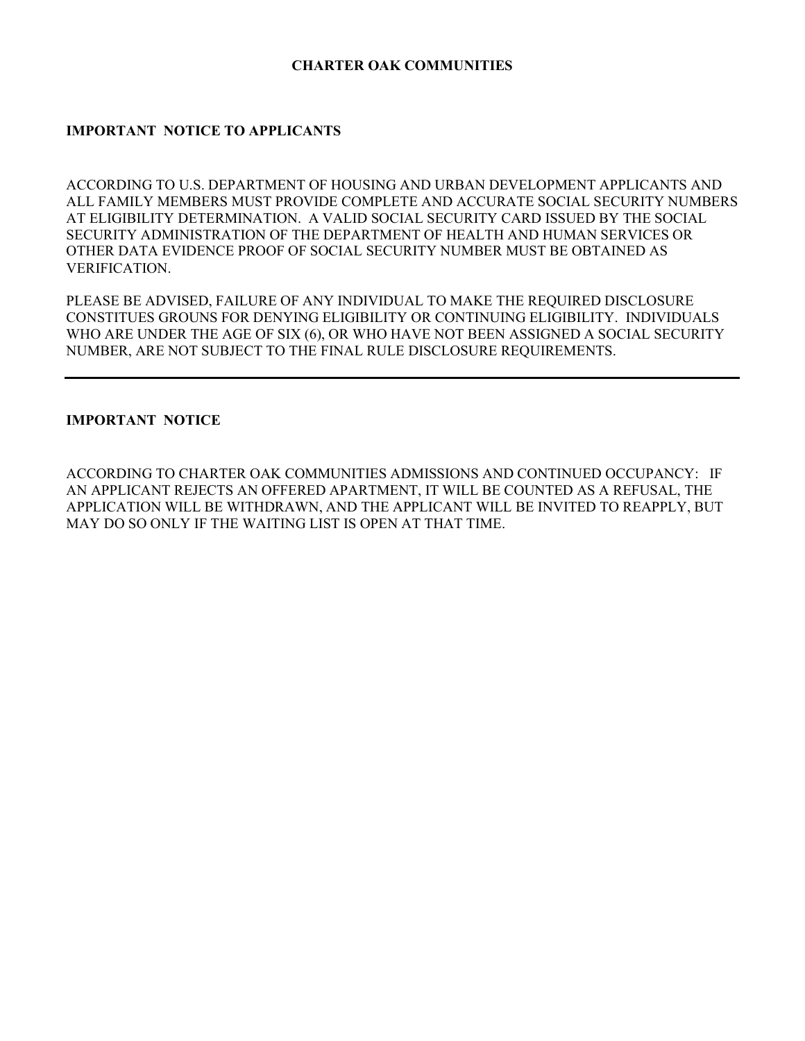**CHARTER OAK COMMUNITIES**

**IMPORTANT NOTICE TO APPLICANTS**

ACCORDING TO U.S. DEPARTMENT OF HOUSING AND URBAN DEVELOPMENT APPLICANTS AND ALL FAMILY MEMBERS MUST PROVIDE COMPLETE AND ACCURATE SOCIAL SECURITY NUMBERS AT ELIGIBILITY DETERMINATION. A VALID SOCIAL SECURITY CARD ISSUED BY THE SOCIAL SECURITY ADMINISTRATION OF THE DEPARTMENT OF HEALTH AND HUMAN SERVICES OR OTHER DATA EVIDENCE PROOF OF SOCIAL SECURITY NUMBER MUST BE OBTAINED AS VERIFICATION.

PLEASE BE ADVISED, FAILURE OF ANY INDIVIDUAL TO MAKE THE REQUIRED DISCLOSURE CONSTITUES GROUNS FOR DENYING ELIGIBILITY OR CONTINUING ELIGIBILITY. INDIVIDUALS WHO ARE UNDER THE AGE OF SIX (6), OR WHO HAVE NOT BEEN ASSIGNED A SOCIAL SECURITY NUMBER, ARE NOT SUBJECT TO THE FINAL RULE DISCLOSURE REQUIREMENTS.

---

**IMPORTANT NOTICE**

ACCORDING TO CHARTER OAK COMMUNITIES ADMISSIONS AND CONTINUED OCCUPANCY: IF AN APPLICANT REJECTS AN OFFERED APARTMENT, IT WILL BE COUNTED AS A REFUSAL, THE APPLICATION WILL BE WITHDRAWN, AND THE APPLICANT WILL BE INVITED TO REAPPLY, BUT MAY DO SO ONLY IF THE WAITING LIST IS OPEN AT THAT TIME.